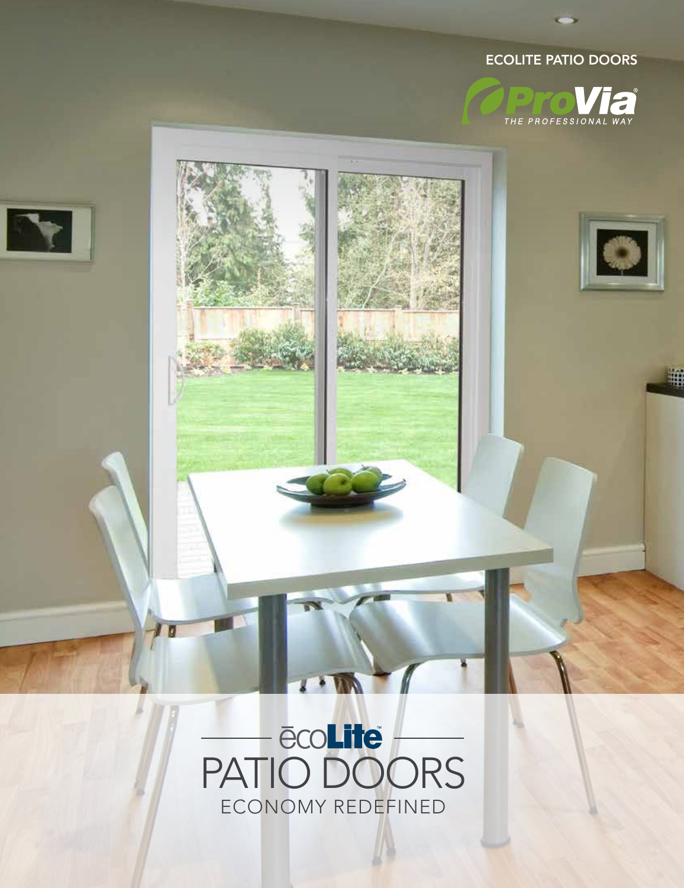ECOLITE PATIO DOORS

ProVia®
THE PROFESSIONAL WAY

# ēcoLite™ PATIO DOORS

ECONOMY REDEFINED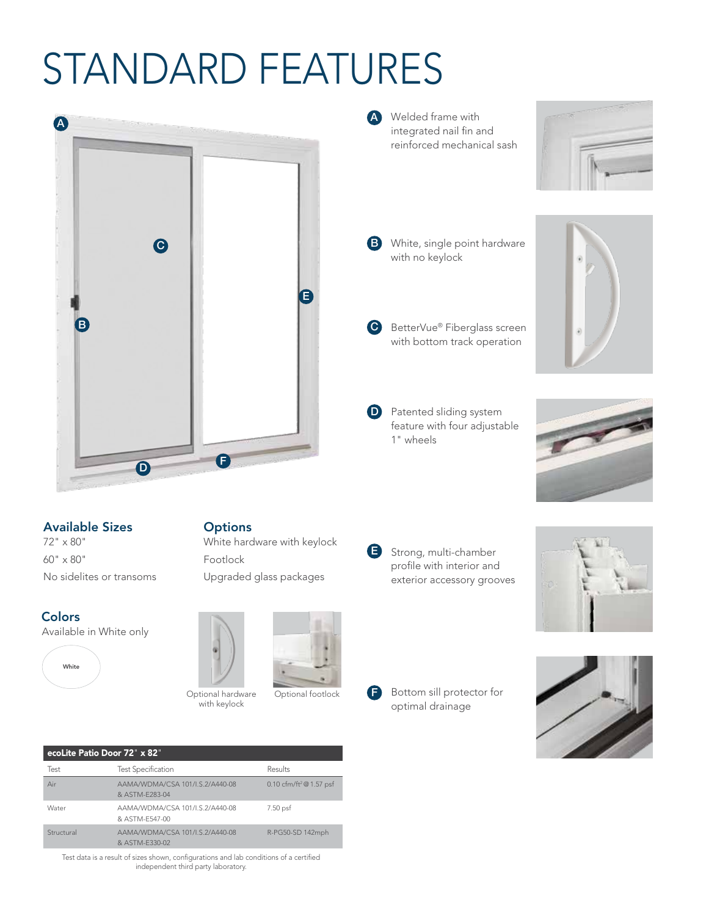# STANDARD FEATURES

**A** Welded frame with integrated nail fin and reinforced mechanical sash

**B** White, single point hardware with no keylock

**C** BetterVue® Fiberglass screen with bottom track operation

**D** Patented sliding system feature with four adjustable 1" wheels

**E** Strong, multi-chamber profile with interior and exterior accessory grooves

**F** Bottom sill protector for optimal drainage

## Available Sizes

72" x 80"

60" x 80"

No sidelites or transoms

## Options

White hardware with keylock

Footlock

Upgraded glass packages

## Colors

Available in White only

White

Optional hardware with keylock

Optional footlock

| ecoLite Patio Door 72" x 82" | | |
|---|---|---|
| Test | Test Specification | Results |
| Air | AAMA/WDMA/CSA 101/I.S.2/A440-08 & ASTM-E283-04 | 0.10 cfm/ft² @ 1.57 psf |
| Water | AAMA/WDMA/CSA 101/I.S.2/A440-08 & ASTM-E547-00 | 7.50 psf |
| Structural | AAMA/WDMA/CSA 101/I.S.2/A440-08 & ASTM-E330-02 | R-PG50-SD 142mph |

Test data is a result of sizes shown, configurations and lab conditions of a certified independent third party laboratory.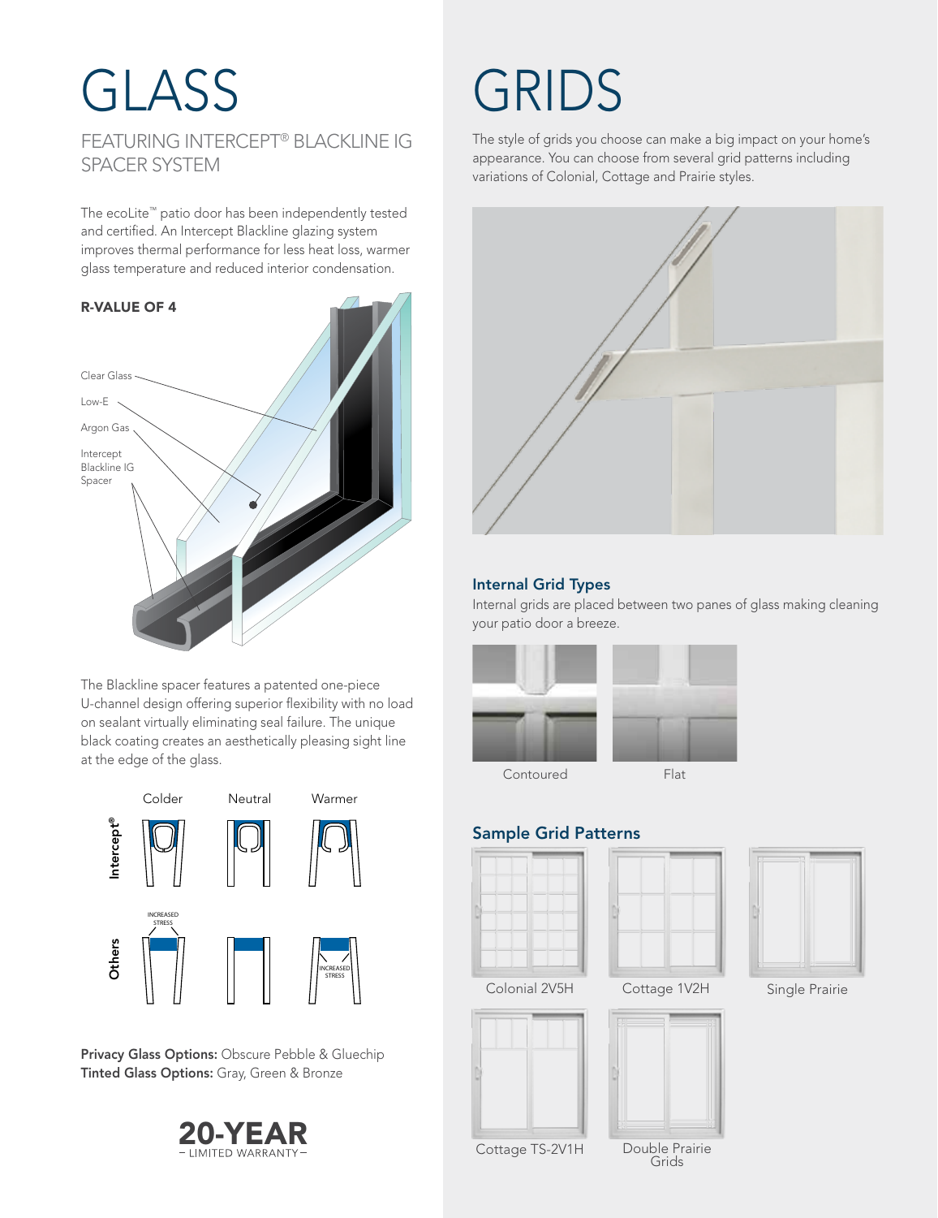# GLASS

## FEATURING INTERCEPT® BLACKLINE IG SPACER SYSTEM

The ecoLite™ patio door has been independently tested and certified. An Intercept Blackline glazing system improves thermal performance for less heat loss, warmer glass temperature and reduced interior condensation.

**R-VALUE OF 4**

Clear Glass

Low-E

Argon Gas

Intercept Blackline IG Spacer

The Blackline spacer features a patented one-piece U-channel design offering superior flexibility with no load on sealant virtually eliminating seal failure. The unique black coating creates an aesthetically pleasing sight line at the edge of the glass.

Colder | Neutral | Warmer

Intercept®

Others

INCREASED STRESS

INCREASED STRESS

**Privacy Glass Options:** Obscure Pebble & Gluechip
**Tinted Glass Options:** Gray, Green & Bronze

**20-YEAR**
– LIMITED WARRANTY –

# GRIDS

The style of grids you choose can make a big impact on your home's appearance. You can choose from several grid patterns including variations of Colonial, Cottage and Prairie styles.

### Internal Grid Types

Internal grids are placed between two panes of glass making cleaning your patio door a breeze.

Contoured

Flat

### Sample Grid Patterns

Colonial 2V5H

Cottage 1V2H

Single Prairie

Cottage TS-2V1H

Double Prairie Grids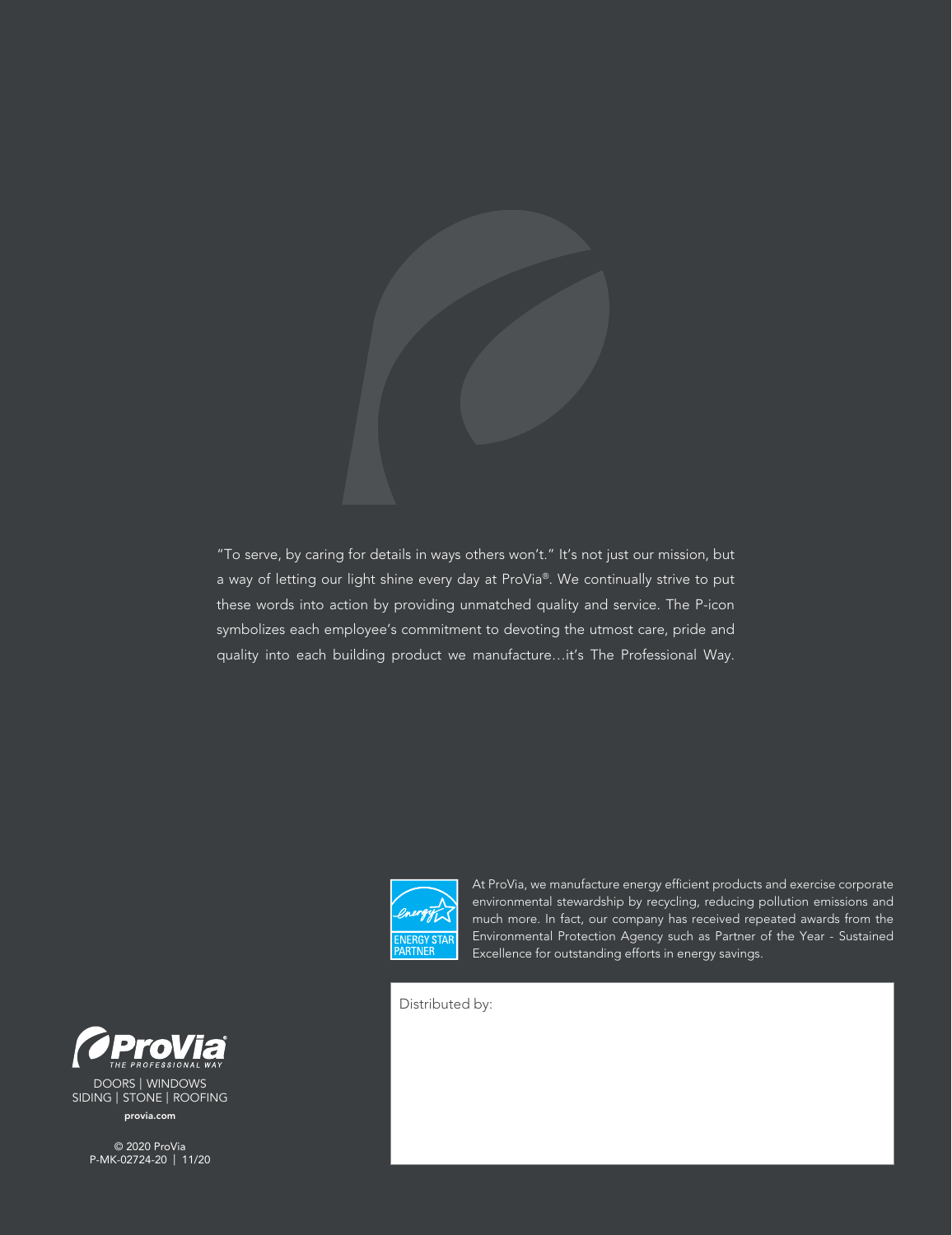"To serve, by caring for details in ways others won't." It's not just our mission, but a way of letting our light shine every day at ProVia®. We continually strive to put these words into action by providing unmatched quality and service. The P-icon symbolizes each employee's commitment to devoting the utmost care, pride and quality into each building product we manufacture…it's The Professional Way.

ENERGY STAR PARTNER

At ProVia, we manufacture energy efficient products and exercise corporate environmental stewardship by recycling, reducing pollution emissions and much more. In fact, our company has received repeated awards from the Environmental Protection Agency such as Partner of the Year - Sustained Excellence for outstanding efforts in energy savings.

Distributed by:

ProVia®
THE PROFESSIONAL WAY

DOORS | WINDOWS
SIDING | STONE | ROOFING

**provia.com**

© 2020 ProVia
P-MK-02724-20 | 11/20